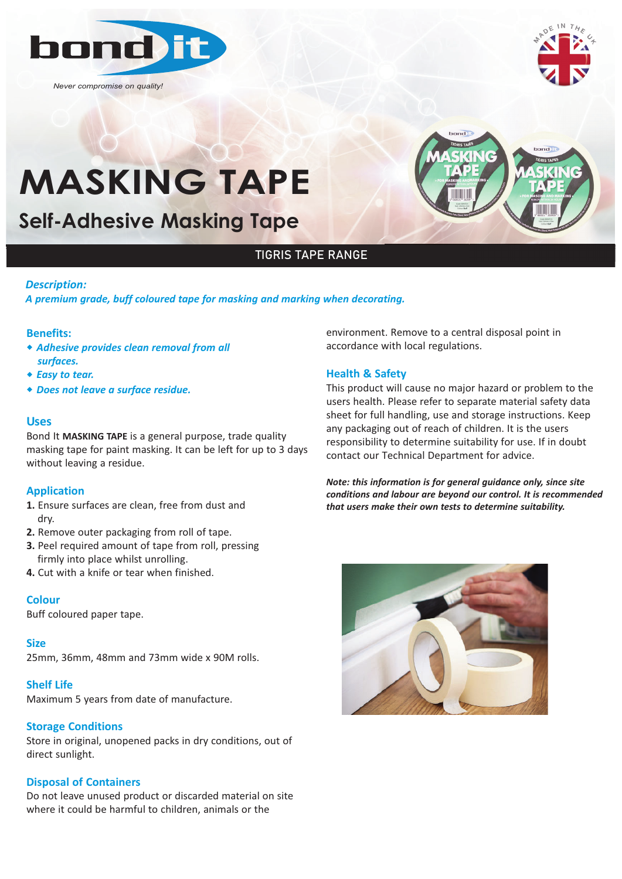bond it

*Never compromise on quality!*

MADE IN THE UK

# MASKING TAPE

## Self-Adhesive Masking Tape

TIGRIS TAPE RANGE

***Description:***

***A premium grade, buff coloured tape for masking and marking when decorating.***

### Benefits:

- ***Adhesive provides clean removal from all surfaces.***
- ***Easy to tear.***
- ***Does not leave a surface residue.***

### Uses

Bond It **MASKING TAPE** is a general purpose, trade quality masking tape for paint masking. It can be left for up to 3 days without leaving a residue.

### Application

1. Ensure surfaces are clean, free from dust and dry.
2. Remove outer packaging from roll of tape.
3. Peel required amount of tape from roll, pressing firmly into place whilst unrolling.
4. Cut with a knife or tear when finished.

### Colour

Buff coloured paper tape.

### Size

25mm, 36mm, 48mm and 73mm wide x 90M rolls.

### Shelf Life

Maximum 5 years from date of manufacture.

### Storage Conditions

Store in original, unopened packs in dry conditions, out of direct sunlight.

### Disposal of Containers

Do not leave unused product or discarded material on site where it could be harmful to children, animals or the environment. Remove to a central disposal point in accordance with local regulations.

### Health & Safety

This product will cause no major hazard or problem to the users health. Please refer to separate material safety data sheet for full handling, use and storage instructions. Keep any packaging out of reach of children. It is the users responsibility to determine suitability for use. If in doubt contact our Technical Department for advice.

***Note: this information is for general guidance only, since site conditions and labour are beyond our control. It is recommended that users make their own tests to determine suitability.***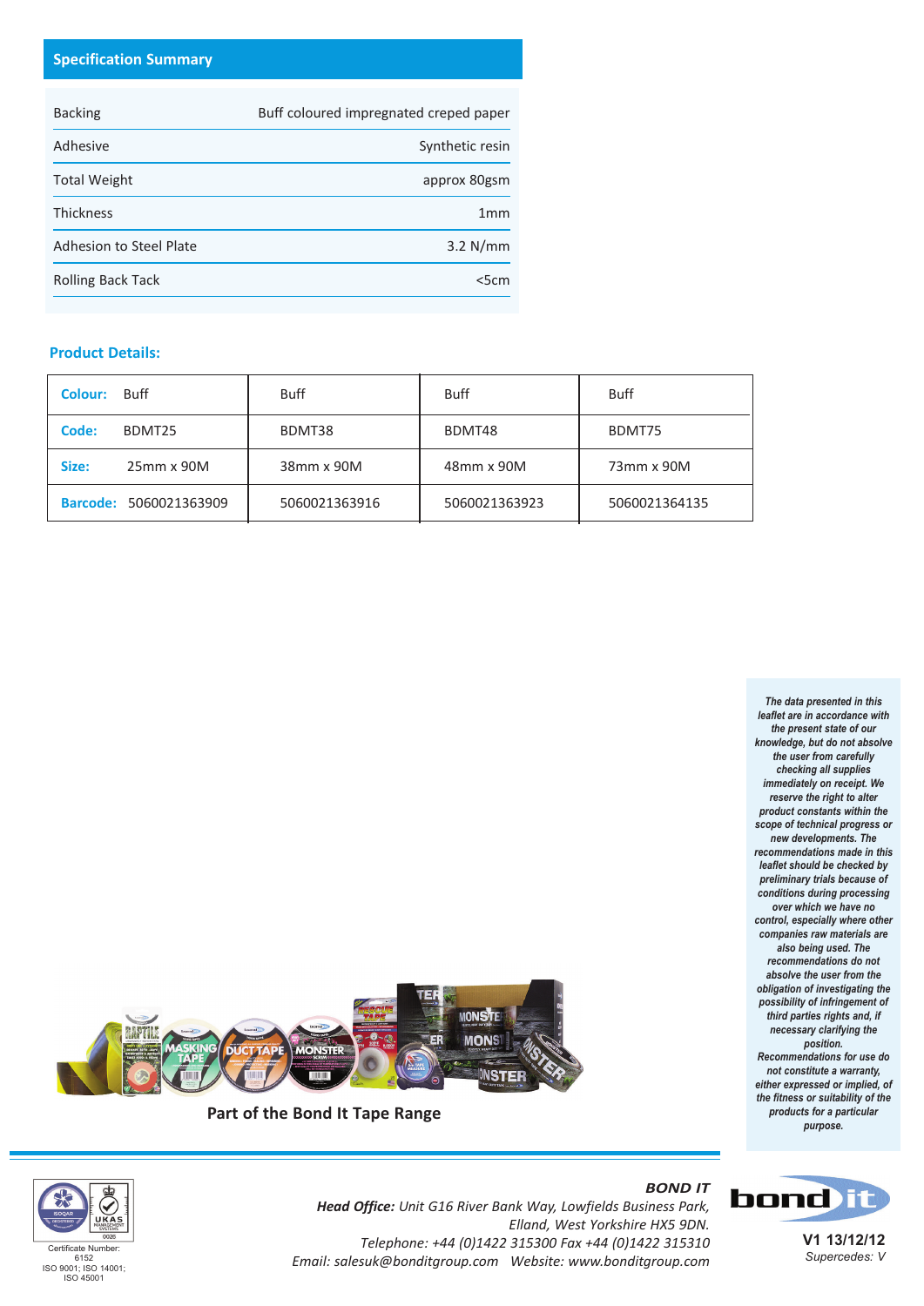## Specification Summary

| | |
|---|---|
| Backing | Buff coloured impregnated creped paper |
| Adhesive | Synthetic resin |
| Total Weight | approx 80gsm |
| Thickness | 1mm |
| Adhesion to Steel Plate | 3.2 N/mm |
| Rolling Back Tack | <5cm |

### Product Details:

| | | | | |
|---|---|---|---|---|
| **Colour:** | Buff | Buff | Buff | Buff |
| **Code:** | BDMT25 | BDMT38 | BDMT48 | BDMT75 |
| **Size:** | 25mm x 90M | 38mm x 90M | 48mm x 90M | 73mm x 90M |
| **Barcode:** | 5060021363909 | 5060021363916 | 5060021363923 | 5060021364135 |

*The data presented in this leaflet are in accordance with the present state of our knowledge, but do not absolve the user from carefully checking all supplies immediately on receipt. We reserve the right to alter product constants within the scope of technical progress or new developments. The recommendations made in this leaflet should be checked by preliminary trials because of conditions during processing over which we have no control, especially where other companies raw materials are also being used. The recommendations do not absolve the user from the obligation of investigating the possibility of infringement of third parties rights and, if necessary clarifying the position. Recommendations for use do not constitute a warranty, either expressed or implied, of the fitness or suitability of the products for a particular purpose.*

**Part of the Bond It Tape Range**

Certificate Number: 6152
ISO 9001; ISO 14001; ISO 45001

***BOND IT***
***Head Office:*** *Unit G16 River Bank Way, Lowfields Business Park, Elland, West Yorkshire HX5 9DN.*
*Telephone: +44 (0)1422 315300 Fax +44 (0)1422 315310*
*Email: salesuk@bonditgroup.com Website: www.bonditgroup.com*

**V1 13/12/12**
*Supercedes: V*